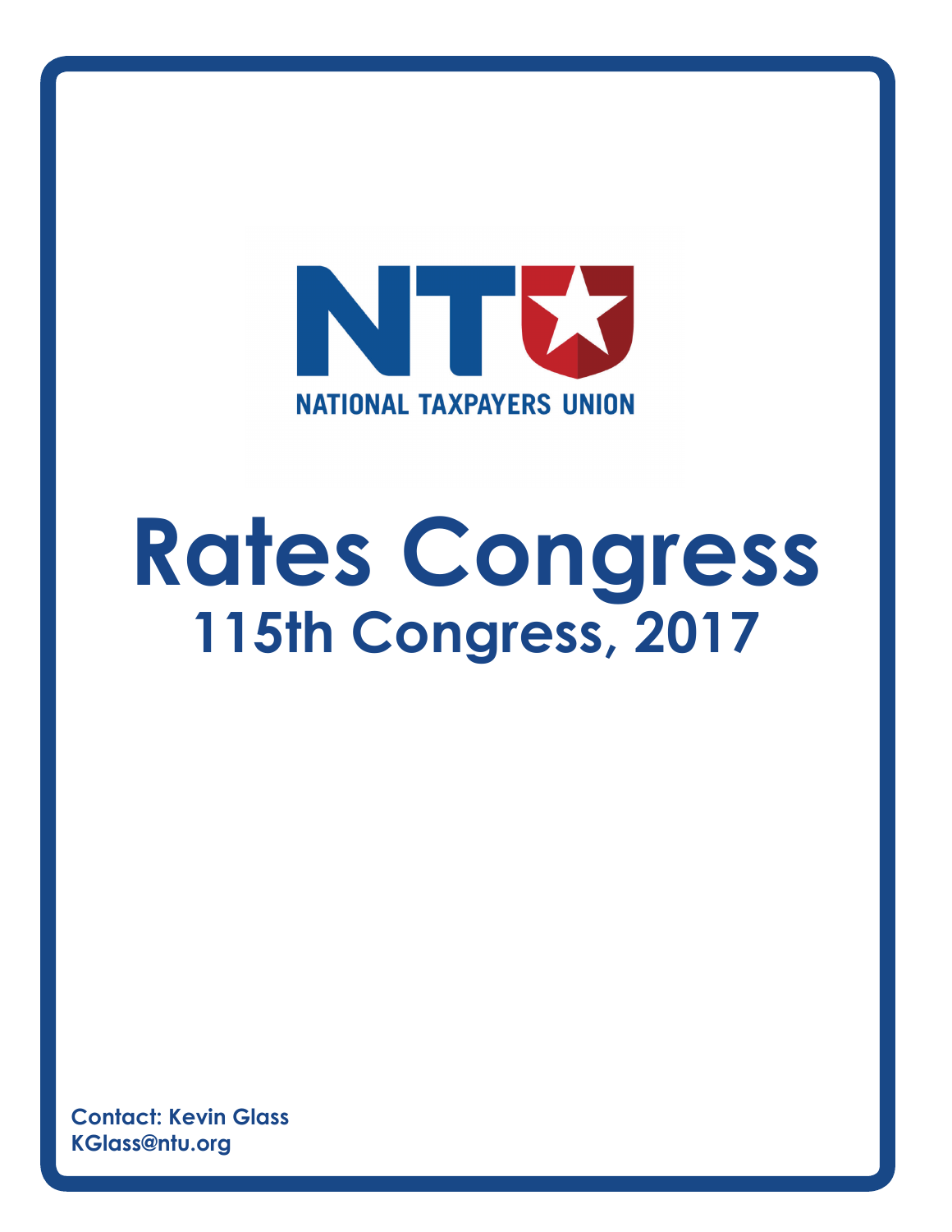NATIONAL TAXPAYERS UNION

# Rates Congress

## 115th Congress, 2017

**Contact: Kevin Glass**
**KGlass@ntu.org**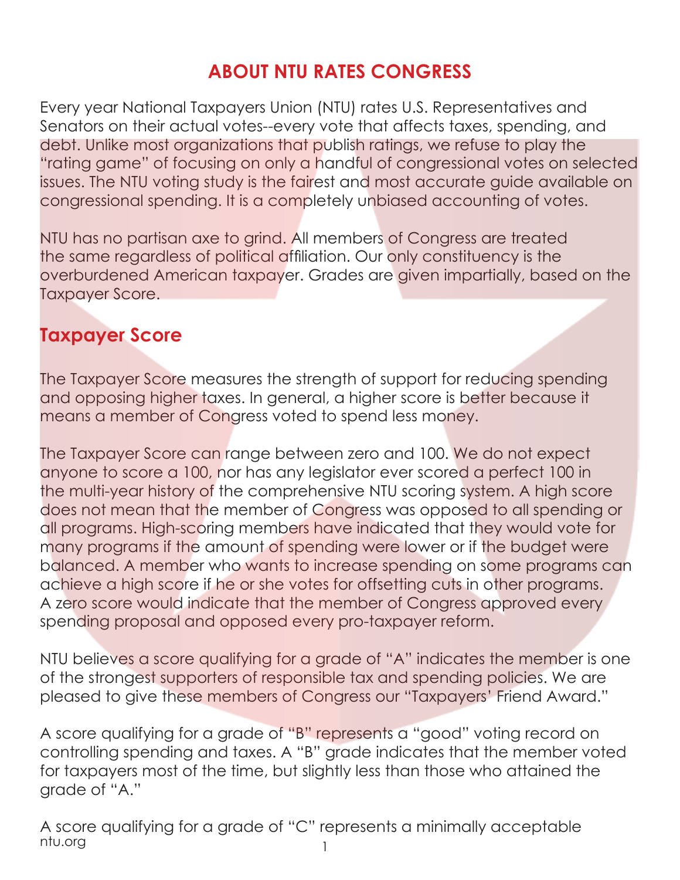# ABOUT NTU RATES CONGRESS

Every year National Taxpayers Union (NTU) rates U.S. Representatives and Senators on their actual votes--every vote that affects taxes, spending, and debt. Unlike most organizations that publish ratings, we refuse to play the "rating game" of focusing on only a handful of congressional votes on selected issues. The NTU voting study is the fairest and most accurate guide available on congressional spending. It is a completely unbiased accounting of votes.

NTU has no partisan axe to grind. All members of Congress are treated the same regardless of political affiliation. Our only constituency is the overburdened American taxpayer. Grades are given impartially, based on the Taxpayer Score.

## Taxpayer Score

The Taxpayer Score measures the strength of support for reducing spending and opposing higher taxes. In general, a higher score is better because it means a member of Congress voted to spend less money.

The Taxpayer Score can range between zero and 100. We do not expect anyone to score a 100, nor has any legislator ever scored a perfect 100 in the multi-year history of the comprehensive NTU scoring system. A high score does not mean that the member of Congress was opposed to all spending or all programs. High-scoring members have indicated that they would vote for many programs if the amount of spending were lower or if the budget were balanced. A member who wants to increase spending on some programs can achieve a high score if he or she votes for offsetting cuts in other programs. A zero score would indicate that the member of Congress approved every spending proposal and opposed every pro-taxpayer reform.

NTU believes a score qualifying for a grade of "A" indicates the member is one of the strongest supporters of responsible tax and spending policies. We are pleased to give these members of Congress our "Taxpayers' Friend Award."

A score qualifying for a grade of "B" represents a "good" voting record on controlling spending and taxes. A "B" grade indicates that the member voted for taxpayers most of the time, but slightly less than those who attained the grade of "A."

A score qualifying for a grade of "C" represents a minimally acceptable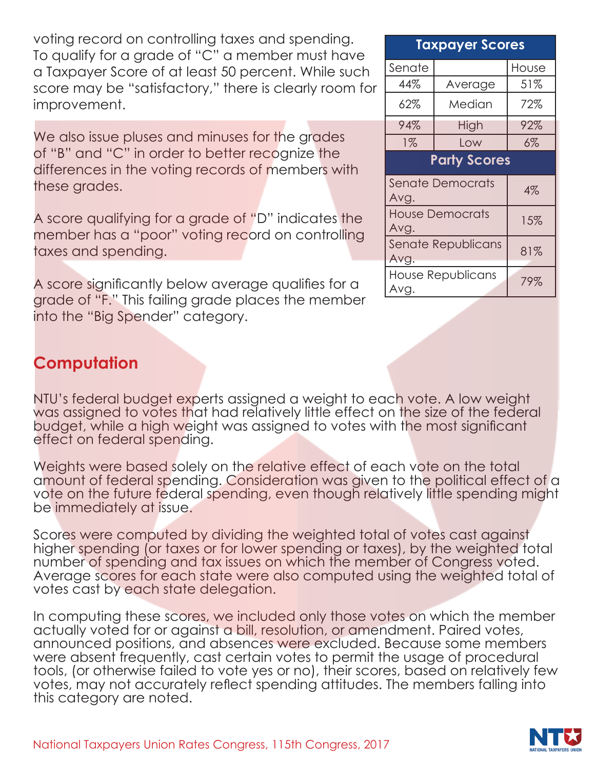voting record on controlling taxes and spending. To qualify for a grade of "C" a member must have a Taxpayer Score of at least 50 percent. While such score may be "satisfactory," there is clearly room for improvement.

We also issue pluses and minuses for the grades of "B" and "C" in order to better recognize the differences in the voting records of members with these grades.

A score qualifying for a grade of "D" indicates the member has a "poor" voting record on controlling taxes and spending.

A score significantly below average qualifies for a grade of "F." This failing grade places the member into the "Big Spender" category.

| Taxpayer Scores | | |
|---|---|---|
| Senate | | House |
| 44% | Average | 51% |
| 62% | Median | 72% |
| 94% | High | 92% |
| 1% | Low | 6% |

| Party Scores | |
|---|---|
| Senate Democrats Avg. | 4% |
| House Democrats Avg. | 15% |
| Senate Republicans Avg. | 81% |
| House Republicans Avg. | 79% |

## Computation

NTU's federal budget experts assigned a weight to each vote. A low weight was assigned to votes that had relatively little effect on the size of the federal budget, while a high weight was assigned to votes with the most significant effect on federal spending.

Weights were based solely on the relative effect of each vote on the total amount of federal spending. Consideration was given to the political effect of a vote on the future federal spending, even though relatively little spending might be immediately at issue.

Scores were computed by dividing the weighted total of votes cast against higher spending (or taxes or for lower spending or taxes), by the weighted total number of spending and tax issues on which the member of Congress voted. Average scores for each state were also computed using the weighted total of votes cast by each state delegation.

In computing these scores, we included only those votes on which the member actually voted for or against a bill, resolution, or amendment. Paired votes, announced positions, and absences were excluded. Because some members were absent frequently, cast certain votes to permit the usage of procedural tools, (or otherwise failed to vote yes or no), their scores, based on relatively few votes, may not accurately reflect spending attitudes. The members falling into this category are noted.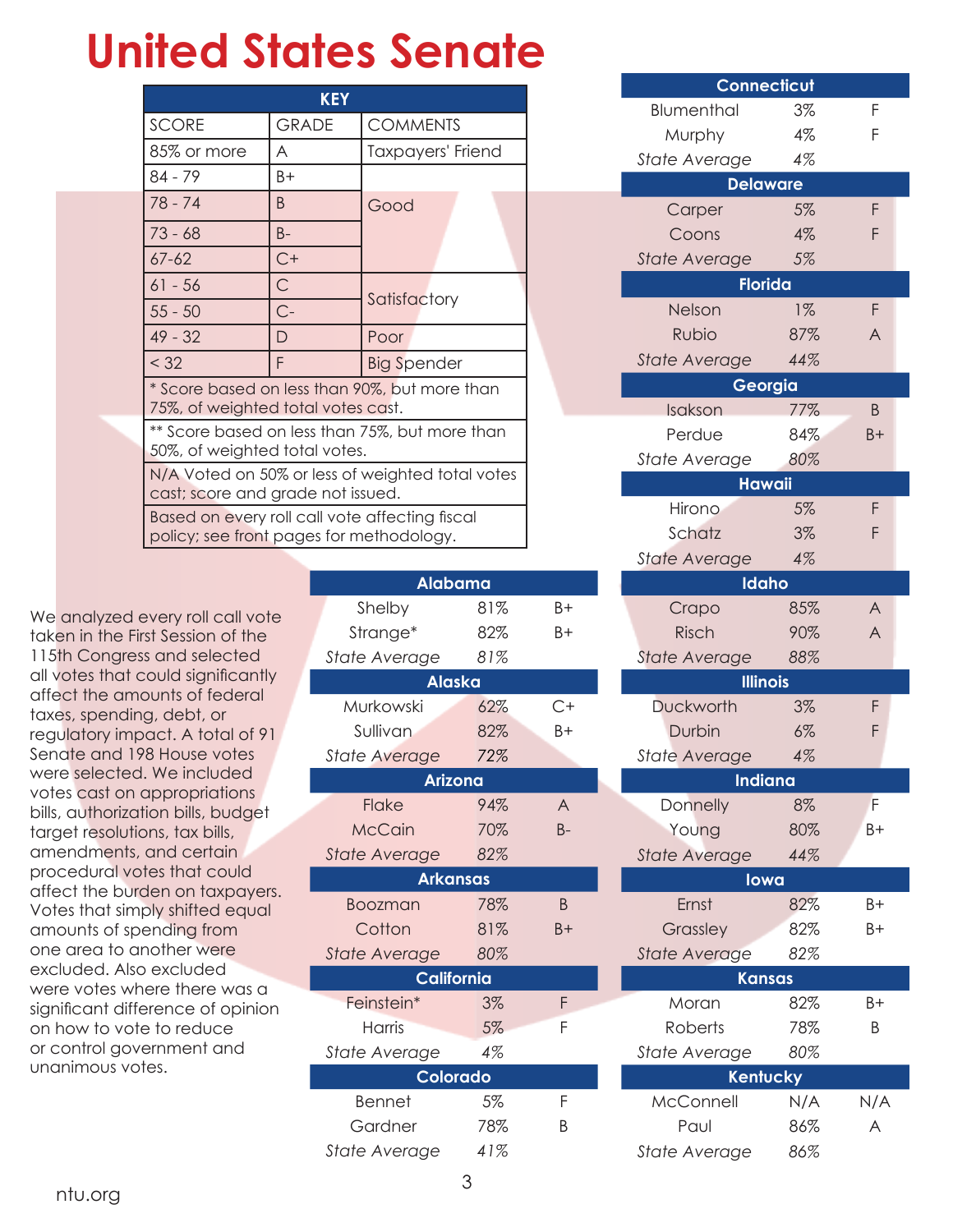# United States Senate

| KEY | | |
|---|---|---|
| SCORE | GRADE | COMMENTS |
| 85% or more | A | Taxpayers' Friend |
| 84 - 79 | B+ | Good |
| 78 - 74 | B | |
| 73 - 68 | B- | |
| 67-62 | C+ | |
| 61 - 56 | C | Satisfactory |
| 55 - 50 | C- | |
| 49 - 32 | D | Poor |
| < 32 | F | Big Spender |
| * Score based on less than 90%, but more than 75%, of weighted total votes cast. | | |
| ** Score based on less than 75%, but more than 50%, of weighted total votes. | | |
| N/A Voted on 50% or less of weighted total votes cast; score and grade not issued. | | |
| Based on every roll call vote affecting fiscal policy; see front pages for methodology. | | |

We analyzed every roll call vote taken in the First Session of the 115th Congress and selected all votes that could significantly affect the amounts of federal taxes, spending, debt, or regulatory impact. A total of 91 Senate and 198 House votes were selected. We included votes cast on appropriations bills, authorization bills, budget target resolutions, tax bills, amendments, and certain procedural votes that could affect the burden on taxpayers. Votes that simply shifted equal amounts of spending from one area to another were excluded. Also excluded were votes where there was a significant difference of opinion on how to vote to reduce or control government and unanimous votes.

| Senator | Score | Grade |
|---|---|---|
| **Alabama** | | |
| Shelby | 81% | B+ |
| Strange* | 82% | B+ |
| *State Average* | *81%* | |
| **Alaska** | | |
| Murkowski | 62% | C+ |
| Sullivan | 82% | B+ |
| *State Average* | *72%* | |
| **Arizona** | | |
| Flake | 94% | A |
| McCain | 70% | B- |
| *State Average* | *82%* | |
| **Arkansas** | | |
| Boozman | 78% | B |
| Cotton | 81% | B+ |
| *State Average* | *80%* | |
| **California** | | |
| Feinstein* | 3% | F |
| Harris | 5% | F |
| *State Average* | *4%* | |
| **Colorado** | | |
| Bennet | 5% | F |
| Gardner | 78% | B |
| *State Average* | *41%* | |
| **Connecticut** | | |
| Blumenthal | 3% | F |
| Murphy | 4% | F |
| *State Average* | *4%* | |
| **Delaware** | | |
| Carper | 5% | F |
| Coons | 4% | F |
| *State Average* | *5%* | |
| **Florida** | | |
| Nelson | 1% | F |
| Rubio | 87% | A |
| *State Average* | *44%* | |
| **Georgia** | | |
| Isakson | 77% | B |
| Perdue | 84% | B+ |
| *State Average* | *80%* | |
| **Hawaii** | | |
| Hirono | 5% | F |
| Schatz | 3% | F |
| *State Average* | *4%* | |
| **Idaho** | | |
| Crapo | 85% | A |
| Risch | 90% | A |
| *State Average* | *88%* | |
| **Illinois** | | |
| Duckworth | 3% | F |
| Durbin | 6% | F |
| *State Average* | *4%* | |
| **Indiana** | | |
| Donnelly | 8% | F |
| Young | 80% | B+ |
| *State Average* | *44%* | |
| **Iowa** | | |
| Ernst | 82% | B+ |
| Grassley | 82% | B+ |
| *State Average* | *82%* | |
| **Kansas** | | |
| Moran | 82% | B+ |
| Roberts | 78% | B |
| *State Average* | *80%* | |
| **Kentucky** | | |
| McConnell | N/A | N/A |
| Paul | 86% | A |
| *State Average* | *86%* | |

ntu.org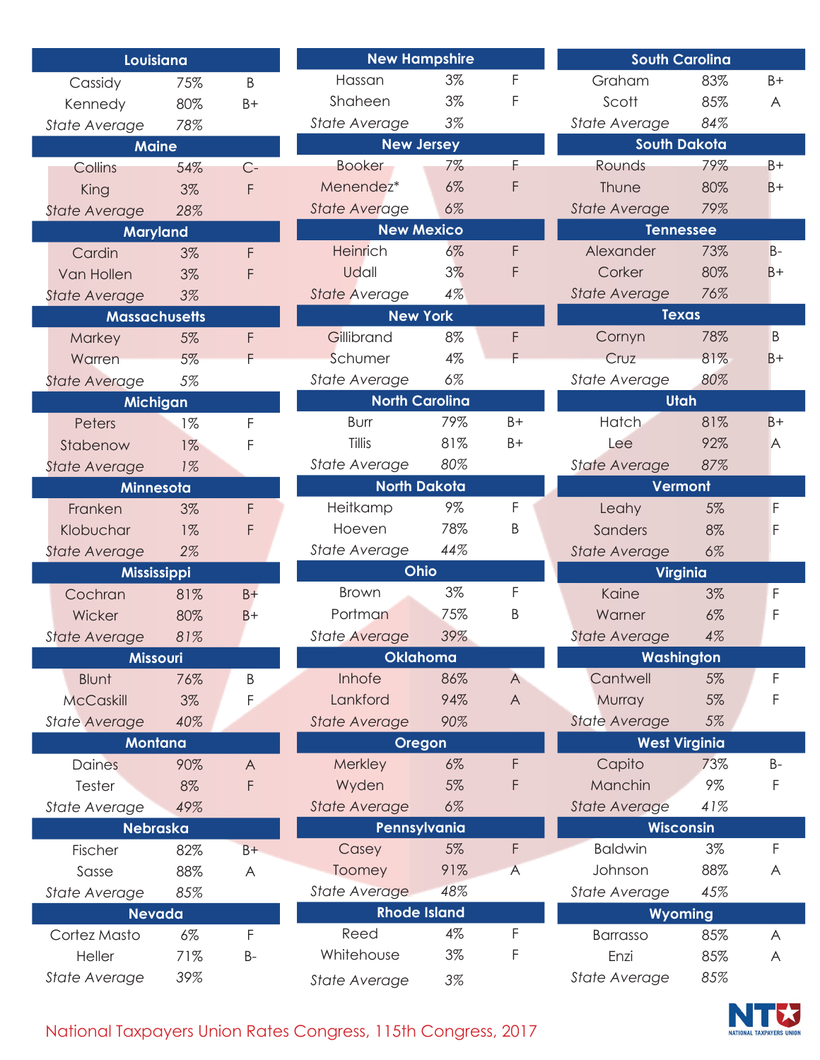| Louisiana | | |
|---|---|---|
| Cassidy | 75% | B |
| Kennedy | 80% | B+ |
| *State Average* | *78%* | |

| Maine | | |
|---|---|---|
| Collins | 54% | C- |
| King | 3% | F |
| *State Average* | *28%* | |

| Maryland | | |
|---|---|---|
| Cardin | 3% | F |
| Van Hollen | 3% | F |
| *State Average* | *3%* | |

| Massachusetts | | |
|---|---|---|
| Markey | 5% | F |
| Warren | 5% | F |
| *State Average* | *5%* | |

| Michigan | | |
|---|---|---|
| Peters | 1% | F |
| Stabenow | 1% | F |
| *State Average* | *1%* | |

| Minnesota | | |
|---|---|---|
| Franken | 3% | F |
| Klobuchar | 1% | F |
| *State Average* | *2%* | |

| Mississippi | | |
|---|---|---|
| Cochran | 81% | B+ |
| Wicker | 80% | B+ |
| *State Average* | *81%* | |

| Missouri | | |
|---|---|---|
| Blunt | 76% | B |
| McCaskill | 3% | F |
| *State Average* | *40%* | |

| Montana | | |
|---|---|---|
| Daines | 90% | A |
| Tester | 8% | F |
| *State Average* | *49%* | |

| Nebraska | | |
|---|---|---|
| Fischer | 82% | B+ |
| Sasse | 88% | A |
| *State Average* | *85%* | |

| Nevada | | |
|---|---|---|
| Cortez Masto | 6% | F |
| Heller | 71% | B- |
| *State Average* | *39%* | |

| New Hampshire | | |
|---|---|---|
| Hassan | 3% | F |
| Shaheen | 3% | F |
| *State Average* | *3%* | |

| New Jersey | | |
|---|---|---|
| Booker | 7% | F |
| Menendez* | 6% | F |
| *State Average* | *6%* | |

| New Mexico | | |
|---|---|---|
| Heinrich | 6% | F |
| Udall | 3% | F |
| *State Average* | *4%* | |

| New York | | |
|---|---|---|
| Gillibrand | 8% | F |
| Schumer | 4% | F |
| *State Average* | *6%* | |

| North Carolina | | |
|---|---|---|
| Burr | 79% | B+ |
| Tillis | 81% | B+ |
| *State Average* | *80%* | |

| North Dakota | | |
|---|---|---|
| Heitkamp | 9% | F |
| Hoeven | 78% | B |
| *State Average* | *44%* | |

| Ohio | | |
|---|---|---|
| Brown | 3% | F |
| Portman | 75% | B |
| *State Average* | *39%* | |

| Oklahoma | | |
|---|---|---|
| Inhofe | 86% | A |
| Lankford | 94% | A |
| *State Average* | *90%* | |

| Oregon | | |
|---|---|---|
| Merkley | 6% | F |
| Wyden | 5% | F |
| *State Average* | *6%* | |

| Pennsylvania | | |
|---|---|---|
| Casey | 5% | F |
| Toomey | 91% | A |
| *State Average* | *48%* | |

| Rhode Island | | |
|---|---|---|
| Reed | 4% | F |
| Whitehouse | 3% | F |
| *State Average* | *3%* | |

| South Carolina | | |
|---|---|---|
| Graham | 83% | B+ |
| Scott | 85% | A |
| *State Average* | *84%* | |

| South Dakota | | |
|---|---|---|
| Rounds | 79% | B+ |
| Thune | 80% | B+ |
| *State Average* | *79%* | |

| Tennessee | | |
|---|---|---|
| Alexander | 73% | B- |
| Corker | 80% | B+ |
| *State Average* | *76%* | |

| Texas | | |
|---|---|---|
| Cornyn | 78% | B |
| Cruz | 81% | B+ |
| *State Average* | *80%* | |

| Utah | | |
|---|---|---|
| Hatch | 81% | B+ |
| Lee | 92% | A |
| *State Average* | *87%* | |

| Vermont | | |
|---|---|---|
| Leahy | 5% | F |
| Sanders | 8% | F |
| *State Average* | *6%* | |

| Virginia | | |
|---|---|---|
| Kaine | 3% | F |
| Warner | 6% | F |
| *State Average* | *4%* | |

| Washington | | |
|---|---|---|
| Cantwell | 5% | F |
| Murray | 5% | F |
| *State Average* | *5%* | |

| West Virginia | | |
|---|---|---|
| Capito | 73% | B- |
| Manchin | 9% | F |
| *State Average* | *41%* | |

| Wisconsin | | |
|---|---|---|
| Baldwin | 3% | F |
| Johnson | 88% | A |
| *State Average* | *45%* | |

| Wyoming | | |
|---|---|---|
| Barrasso | 85% | A |
| Enzi | 85% | A |
| *State Average* | *85%* | |

National Taxpayers Union Rates Congress, 115th Congress, 2017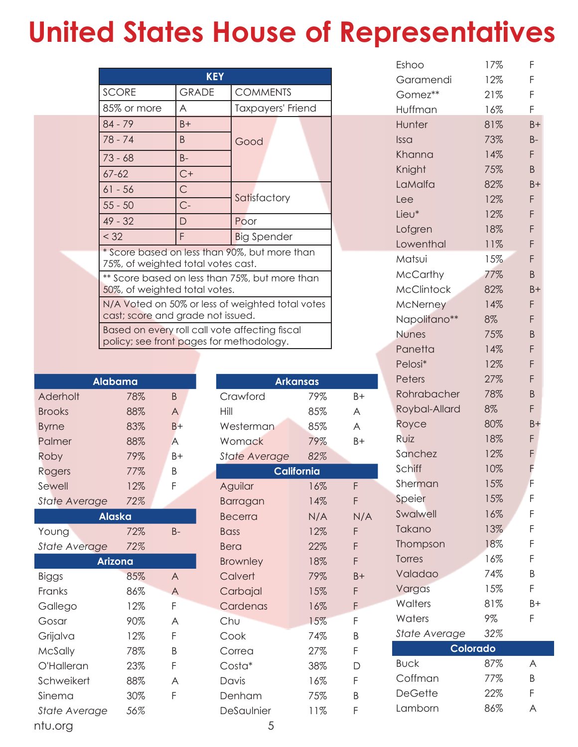# United States House of Representatives

| KEY | | |
|---|---|---|
| SCORE | GRADE | COMMENTS |
| 85% or more | A | Taxpayers' Friend |
| 84 - 79 | B+ | Good |
| 78 - 74 | B | |
| 73 - 68 | B- | |
| 67-62 | C+ | |
| 61 - 56 | C | Satisfactory |
| 55 - 50 | C- | |
| 49 - 32 | D | Poor |
| < 32 | F | Big Spender |
| * Score based on less than 90%, but more than 75%, of weighted total votes cast. | | |
| ** Score based on less than 75%, but more than 50%, of weighted total votes. | | |
| N/A Voted on 50% or less of weighted total votes cast; score and grade not issued. | | |
| Based on every roll call vote affecting fiscal policy; see front pages for methodology. | | |

| Alabama | | |
|---|---|---|
| Aderholt | 78% | B |
| Brooks | 88% | A |
| Byrne | 83% | B+ |
| Palmer | 88% | A |
| Roby | 79% | B+ |
| Rogers | 77% | B |
| Sewell | 12% | F |
| *State Average* | *72%* | |

| Alaska | | |
|---|---|---|
| Young | 72% | B- |
| *State Average* | *72%* | |

| Arizona | | |
|---|---|---|
| Biggs | 85% | A |
| Franks | 86% | A |
| Gallego | 12% | F |
| Gosar | 90% | A |
| Grijalva | 12% | F |
| McSally | 78% | B |
| O'Halleran | 23% | F |
| Schweikert | 88% | A |
| Sinema | 30% | F |
| *State Average* | *56%* | |

| Arkansas | | |
|---|---|---|
| Crawford | 79% | B+ |
| Hill | 85% | A |
| Westerman | 85% | A |
| Womack | 79% | B+ |
| *State Average* | *82%* | |

| California | | |
|---|---|---|
| Aguilar | 16% | F |
| Barragan | 14% | F |
| Becerra | N/A | N/A |
| Bass | 12% | F |
| Bera | 22% | F |
| Brownley | 18% | F |
| Calvert | 79% | B+ |
| Carbajal | 15% | F |
| Cardenas | 16% | F |
| Chu | 15% | F |
| Cook | 74% | B |
| Correa | 27% | F |
| Costa* | 38% | D |
| Davis | 16% | F |
| Denham | 75% | B |
| DeSaulnier | 11% | F |
| Eshoo | 17% | F |
| Garamendi | 12% | F |
| Gomez** | 21% | F |
| Huffman | 16% | F |
| Hunter | 81% | B+ |
| Issa | 73% | B- |
| Khanna | 14% | F |
| Knight | 75% | B |
| LaMalfa | 82% | B+ |
| Lee | 12% | F |
| Lieu* | 12% | F |
| Lofgren | 18% | F |
| Lowenthal | 11% | F |
| Matsui | 15% | F |
| McCarthy | 77% | B |
| McClintock | 82% | B+ |
| McNerney | 14% | F |
| Napolitano** | 8% | F |
| Nunes | 75% | B |
| Panetta | 14% | F |
| Pelosi* | 12% | F |
| Peters | 27% | F |
| Rohrabacher | 78% | B |
| Roybal-Allard | 8% | F |
| Royce | 80% | B+ |
| Ruiz | 18% | F |
| Sanchez | 12% | F |
| Schiff | 10% | F |
| Sherman | 15% | F |
| Speier | 15% | F |
| Swalwell | 16% | F |
| Takano | 13% | F |
| Thompson | 18% | F |
| Torres | 16% | F |
| Valadao | 74% | B |
| Vargas | 15% | F |
| Walters | 81% | B+ |
| Waters | 9% | F |
| *State Average* | *32%* | |

| Colorado | | |
|---|---|---|
| Buck | 87% | A |
| Coffman | 77% | B |
| DeGette | 22% | F |
| Lamborn | 86% | A |

ntu.org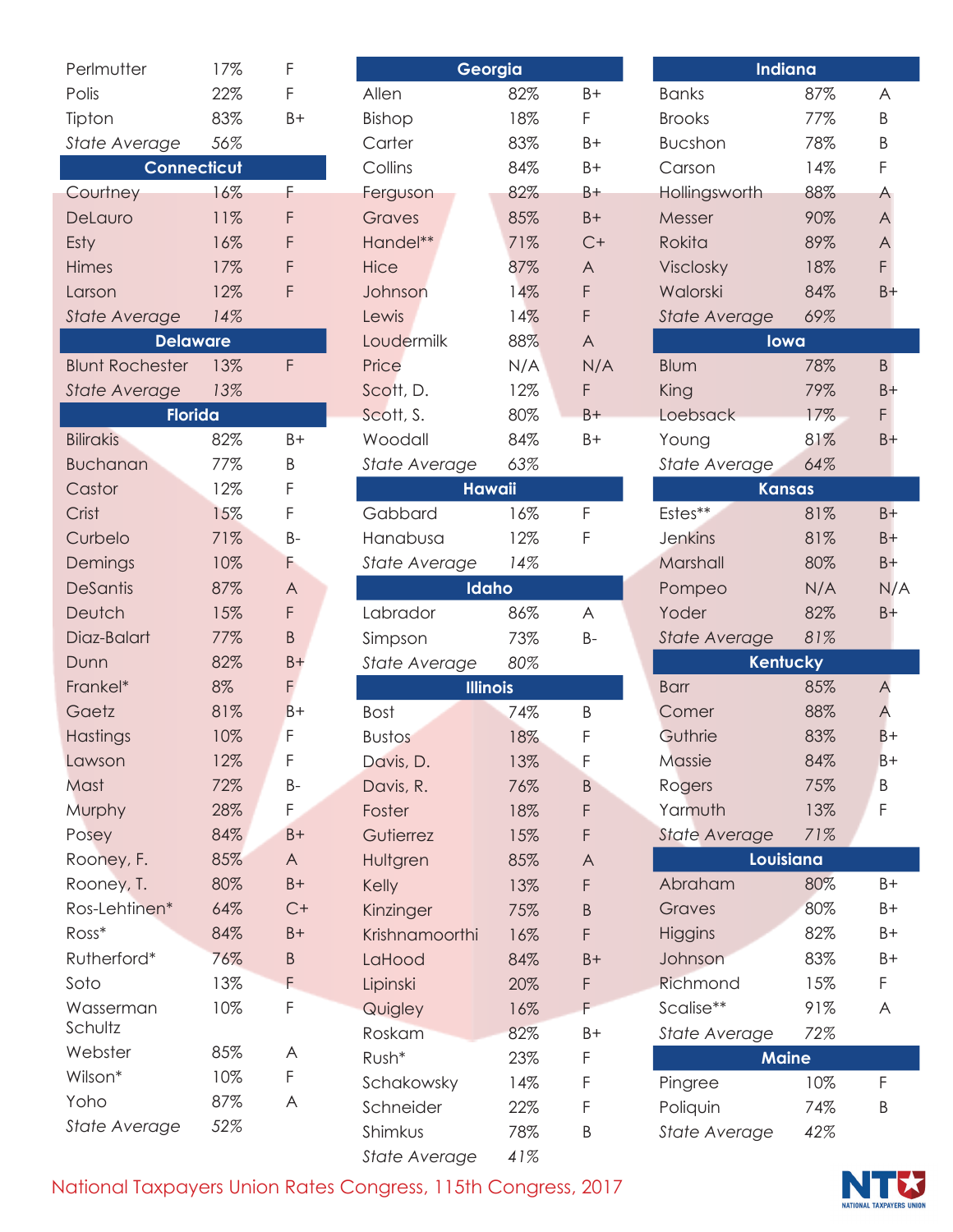| | | |
|---|---|---|
| Perlmutter | 17% | F |
| Polis | 22% | F |
| Tipton | 83% | B+ |
| *State Average* | *56%* | |

## Connecticut

| | | |
|---|---|---|
| Courtney | 16% | F |
| DeLauro | 11% | F |
| Esty | 16% | F |
| Himes | 17% | F |
| Larson | 12% | F |
| *State Average* | *14%* | |

## Delaware

| | | |
|---|---|---|
| Blunt Rochester | 13% | F |
| *State Average* | *13%* | |

## Florida

| | | |
|---|---|---|
| Bilirakis | 82% | B+ |
| Buchanan | 77% | B |
| Castor | 12% | F |
| Crist | 15% | F |
| Curbelo | 71% | B- |
| Demings | 10% | F |
| DeSantis | 87% | A |
| Deutch | 15% | F |
| Diaz-Balart | 77% | B |
| Dunn | 82% | B+ |
| Frankel* | 8% | F |
| Gaetz | 81% | B+ |
| Hastings | 10% | F |
| Lawson | 12% | F |
| Mast | 72% | B- |
| Murphy | 28% | F |
| Posey | 84% | B+ |
| Rooney, F. | 85% | A |
| Rooney, T. | 80% | B+ |
| Ros-Lehtinen* | 64% | C+ |
| Ross* | 84% | B+ |
| Rutherford* | 76% | B |
| Soto | 13% | F |
| Wasserman Schultz | 10% | F |
| Webster | 85% | A |
| Wilson* | 10% | F |
| Yoho | 87% | A |
| *State Average* | *52%* | |

## Georgia

| | | |
|---|---|---|
| Allen | 82% | B+ |
| Bishop | 18% | F |
| Carter | 83% | B+ |
| Collins | 84% | B+ |
| Ferguson | 82% | B+ |
| Graves | 85% | B+ |
| Handel** | 71% | C+ |
| Hice | 87% | A |
| Johnson | 14% | F |
| Lewis | 14% | F |
| Loudermilk | 88% | A |
| Price | N/A | N/A |
| Scott, D. | 12% | F |
| Scott, S. | 80% | B+ |
| Woodall | 84% | B+ |
| *State Average* | *63%* | |

## Hawaii

| | | |
|---|---|---|
| Gabbard | 16% | F |
| Hanabusa | 12% | F |
| *State Average* | *14%* | |

## Idaho

| | | |
|---|---|---|
| Labrador | 86% | A |
| Simpson | 73% | B- |
| *State Average* | *80%* | |

## Illinois

| | | |
|---|---|---|
| Bost | 74% | B |
| Bustos | 18% | F |
| Davis, D. | 13% | F |
| Davis, R. | 76% | B |
| Foster | 18% | F |
| Gutierrez | 15% | F |
| Hultgren | 85% | A |
| Kelly | 13% | F |
| Kinzinger | 75% | B |
| Krishnamoorthi | 16% | F |
| LaHood | 84% | B+ |
| Lipinski | 20% | F |
| Quigley | 16% | F |
| Roskam | 82% | B+ |
| Rush* | 23% | F |
| Schakowsky | 14% | F |
| Schneider | 22% | F |
| Shimkus | 78% | B |
| *State Average* | *41%* | |

## Indiana

| | | |
|---|---|---|
| Banks | 87% | A |
| Brooks | 77% | B |
| Bucshon | 78% | B |
| Carson | 14% | F |
| Hollingsworth | 88% | A |
| Messer | 90% | A |
| Rokita | 89% | A |
| Visclosky | 18% | F |
| Walorski | 84% | B+ |
| *State Average* | *69%* | |

## Iowa

| | | |
|---|---|---|
| Blum | 78% | B |
| King | 79% | B+ |
| Loebsack | 17% | F |
| Young | 81% | B+ |
| *State Average* | *64%* | |

## Kansas

| | | |
|---|---|---|
| Estes** | 81% | B+ |
| Jenkins | 81% | B+ |
| Marshall | 80% | B+ |
| Pompeo | N/A | N/A |
| Yoder | 82% | B+ |
| *State Average* | *81%* | |

## Kentucky

| | | |
|---|---|---|
| Barr | 85% | A |
| Comer | 88% | A |
| Guthrie | 83% | B+ |
| Massie | 84% | B+ |
| Rogers | 75% | B |
| Yarmuth | 13% | F |
| *State Average* | *71%* | |

## Louisiana

| | | |
|---|---|---|
| Abraham | 80% | B+ |
| Graves | 80% | B+ |
| Higgins | 82% | B+ |
| Johnson | 83% | B+ |
| Richmond | 15% | F |
| Scalise** | 91% | A |
| *State Average* | *72%* | |

## Maine

| | | |
|---|---|---|
| Pingree | 10% | F |
| Poliquin | 74% | B |
| *State Average* | *42%* | |

National Taxpayers Union Rates Congress, 115th Congress, 2017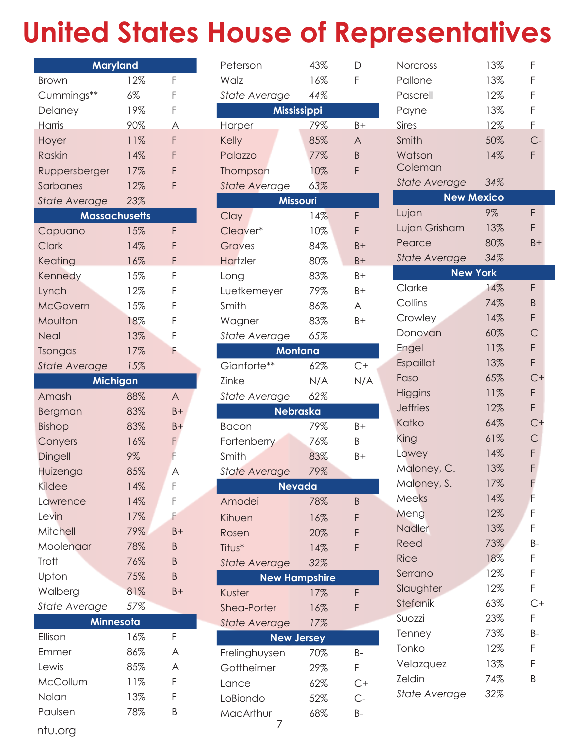# United States House of Representatives

| Maryland | | |
|---|---|---|
| Brown | 12% | F |
| Cummings** | 6% | F |
| Delaney | 19% | F |
| Harris | 90% | A |
| Hoyer | 11% | F |
| Raskin | 14% | F |
| Ruppersberger | 17% | F |
| Sarbanes | 12% | F |
| *State Average* | *23%* | |

| Massachusetts | | |
|---|---|---|
| Capuano | 15% | F |
| Clark | 14% | F |
| Keating | 16% | F |
| Kennedy | 15% | F |
| Lynch | 12% | F |
| McGovern | 15% | F |
| Moulton | 18% | F |
| Neal | 13% | F |
| Tsongas | 17% | F |
| *State Average* | *15%* | |

| Michigan | | |
|---|---|---|
| Amash | 88% | A |
| Bergman | 83% | B+ |
| Bishop | 83% | B+ |
| Conyers | 16% | F |
| Dingell | 9% | F |
| Huizenga | 85% | A |
| Kildee | 14% | F |
| Lawrence | 14% | F |
| Levin | 17% | F |
| Mitchell | 79% | B+ |
| Moolenaar | 78% | B |
| Trott | 76% | B |
| Upton | 75% | B |
| Walberg | 81% | B+ |
| *State Average* | *57%* | |

| Minnesota | | |
|---|---|---|
| Ellison | 16% | F |
| Emmer | 86% | A |
| Lewis | 85% | A |
| McCollum | 11% | F |
| Nolan | 13% | F |
| Paulsen | 78% | B |
| Peterson | 43% | D |
| Walz | 16% | F |
| *State Average* | *44%* | |

| Mississippi | | |
|---|---|---|
| Harper | 79% | B+ |
| Kelly | 85% | A |
| Palazzo | 77% | B |
| Thompson | 10% | F |
| *State Average* | *63%* | |

| Missouri | | |
|---|---|---|
| Clay | 14% | F |
| Cleaver* | 10% | F |
| Graves | 84% | B+ |
| Hartzler | 80% | B+ |
| Long | 83% | B+ |
| Luetkemeyer | 79% | B+ |
| Smith | 86% | A |
| Wagner | 83% | B+ |
| *State Average* | *65%* | |

| Montana | | |
|---|---|---|
| Gianforte** | 62% | C+ |
| Zinke | N/A | N/A |
| *State Average* | *62%* | |

| Nebraska | | |
|---|---|---|
| Bacon | 79% | B+ |
| Fortenberry | 76% | B |
| Smith | 83% | B+ |
| *State Average* | *79%* | |

| Nevada | | |
|---|---|---|
| Amodei | 78% | B |
| Kihuen | 16% | F |
| Rosen | 20% | F |
| Titus* | 14% | F |
| *State Average* | *32%* | |

| New Hampshire | | |
|---|---|---|
| Kuster | 17% | F |
| Shea-Porter | 16% | F |
| *State Average* | *17%* | |

| New Jersey | | |
|---|---|---|
| Frelinghuysen | 70% | B- |
| Gottheimer | 29% | F |
| Lance | 62% | C+ |
| LoBiondo | 52% | C- |
| MacArthur | 68% | B- |
| Norcross | 13% | F |
| Pallone | 13% | F |
| Pascrell | 12% | F |
| Payne | 13% | F |
| Sires | 12% | F |
| Smith | 50% | C- |
| Watson Coleman | 14% | F |
| *State Average* | *34%* | |

| New Mexico | | |
|---|---|---|
| Lujan | 9% | F |
| Lujan Grisham | 13% | F |
| Pearce | 80% | B+ |
| *State Average* | *34%* | |

| New York | | |
|---|---|---|
| Clarke | 14% | F |
| Collins | 74% | B |
| Crowley | 14% | F |
| Donovan | 60% | C |
| Engel | 11% | F |
| Espaillat | 13% | F |
| Faso | 65% | C+ |
| Higgins | 11% | F |
| Jeffries | 12% | F |
| Katko | 64% | C+ |
| King | 61% | C |
| Lowey | 14% | F |
| Maloney, C. | 13% | F |
| Maloney, S. | 17% | F |
| Meeks | 14% | F |
| Meng | 12% | F |
| Nadler | 13% | F |
| Reed | 73% | B- |
| Rice | 18% | F |
| Serrano | 12% | F |
| Slaughter | 12% | F |
| Stefanik | 63% | C+ |
| Suozzi | 23% | F |
| Tenney | 73% | B- |
| Tonko | 12% | F |
| Velazquez | 13% | F |
| Zeldin | 74% | B |
| *State Average* | *32%* | |

ntu.org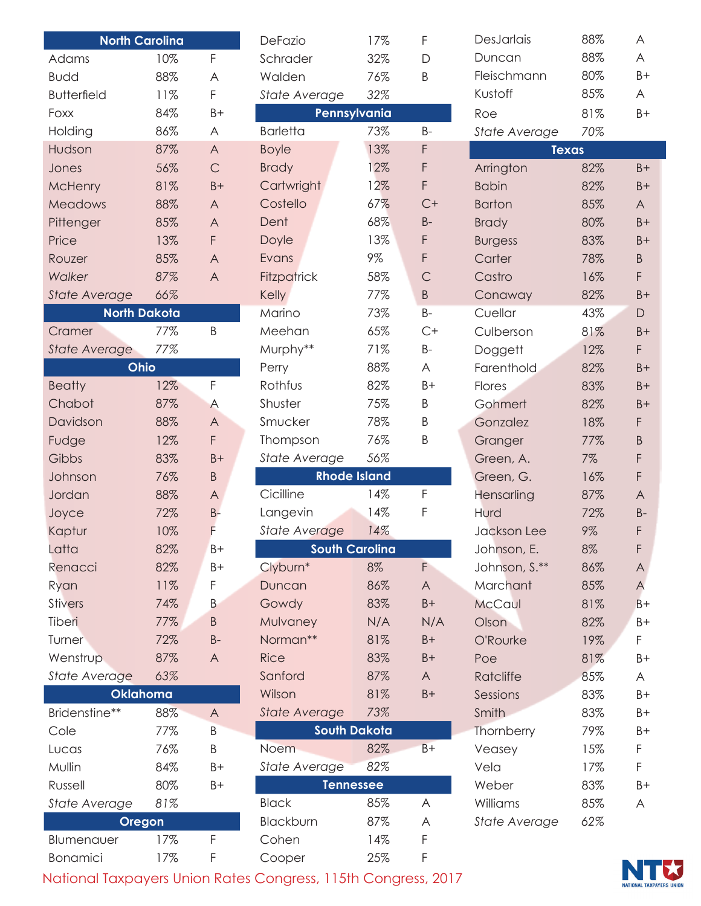## North Carolina

| Name | Score | Grade |
|---|---|---|
| Adams | 10% | F |
| Budd | 88% | A |
| Butterfield | 11% | F |
| Foxx | 84% | B+ |
| Holding | 86% | A |
| Hudson | 87% | A |
| Jones | 56% | C |
| McHenry | 81% | B+ |
| Meadows | 88% | A |
| Pittenger | 85% | A |
| Price | 13% | F |
| Rouzer | 85% | A |
| *Walker* | 87% | A |
| *State Average* | 66% | |

## North Dakota

| Name | Score | Grade |
|---|---|---|
| Cramer | 77% | B |
| *State Average* | 77% | |

## Ohio

| Name | Score | Grade |
|---|---|---|
| Beatty | 12% | F |
| Chabot | 87% | A |
| Davidson | 88% | A |
| Fudge | 12% | F |
| Gibbs | 83% | B+ |
| Johnson | 76% | B |
| Jordan | 88% | A |
| Joyce | 72% | B- |
| Kaptur | 10% | F |
| Latta | 82% | B+ |
| Renacci | 82% | B+ |
| Ryan | 11% | F |
| Stivers | 74% | B |
| Tiberi | 77% | B |
| Turner | 72% | B- |
| Wenstrup | 87% | A |
| *State Average* | 63% | |

## Oklahoma

| Name | Score | Grade |
|---|---|---|
| Bridenstine** | 88% | A |
| Cole | 77% | B |
| Lucas | 76% | B |
| Mullin | 84% | B+ |
| Russell | 80% | B+ |
| *State Average* | 81% | |

## Oregon

| Name | Score | Grade |
|---|---|---|
| Blumenauer | 17% | F |
| Bonamici | 17% | F |
| DeFazio | 17% | F |
| Schrader | 32% | D |
| Walden | 76% | B |
| *State Average* | 32% | |

## Pennsylvania

| Name | Score | Grade |
|---|---|---|
| Barletta | 73% | B- |
| Boyle | 13% | F |
| Brady | 12% | F |
| Cartwright | 12% | F |
| Costello | 67% | C+ |
| Dent | 68% | B- |
| Doyle | 13% | F |
| Evans | 9% | F |
| Fitzpatrick | 58% | C |
| Kelly | 77% | B |
| Marino | 73% | B- |
| Meehan | 65% | C+ |
| Murphy** | 71% | B- |
| Perry | 88% | A |
| Rothfus | 82% | B+ |
| Shuster | 75% | B |
| Smucker | 78% | B |
| Thompson | 76% | B |
| *State Average* | 56% | |

## Rhode Island

| Name | Score | Grade |
|---|---|---|
| Cicilline | 14% | F |
| Langevin | 14% | F |
| *State Average* | 14% | |

## South Carolina

| Name | Score | Grade |
|---|---|---|
| Clyburn* | 8% | F |
| Duncan | 86% | A |
| Gowdy | 83% | B+ |
| Mulvaney | N/A | N/A |
| Norman** | 81% | B+ |
| Rice | 83% | B+ |
| Sanford | 87% | A |
| Wilson | 81% | B+ |
| *State Average* | 73% | |

## South Dakota

| Name | Score | Grade |
|---|---|---|
| Noem | 82% | B+ |
| *State Average* | 82% | |

## Tennessee

| Name | Score | Grade |
|---|---|---|
| Black | 85% | A |
| Blackburn | 87% | A |
| Cohen | 14% | F |
| Cooper | 25% | F |
| DesJarlais | 88% | A |
| Duncan | 88% | A |
| Fleischmann | 80% | B+ |
| Kustoff | 85% | A |
| Roe | 81% | B+ |
| *State Average* | 70% | |

## Texas

| Name | Score | Grade |
|---|---|---|
| Arrington | 82% | B+ |
| Babin | 82% | B+ |
| Barton | 85% | A |
| Brady | 80% | B+ |
| Burgess | 83% | B+ |
| Carter | 78% | B |
| Castro | 16% | F |
| Conaway | 82% | B+ |
| Cuellar | 43% | D |
| Culberson | 81% | B+ |
| Doggett | 12% | F |
| Farenthold | 82% | B+ |
| Flores | 83% | B+ |
| Gohmert | 82% | B+ |
| Gonzalez | 18% | F |
| Granger | 77% | B |
| Green, A. | 7% | F |
| Green, G. | 16% | F |
| Hensarling | 87% | A |
| Hurd | 72% | B- |
| Jackson Lee | 9% | F |
| Johnson, E. | 8% | F |
| Johnson, S.** | 86% | A |
| Marchant | 85% | A |
| McCaul | 81% | B+ |
| Olson | 82% | B+ |
| O'Rourke | 19% | F |
| Poe | 81% | B+ |
| Ratcliffe | 85% | A |
| Sessions | 83% | B+ |
| Smith | 83% | B+ |
| Thornberry | 79% | B+ |
| Veasey | 15% | F |
| Vela | 17% | F |
| Weber | 83% | B+ |
| Williams | 85% | A |
| *State Average* | 62% | |

National Taxpayers Union Rates Congress, 115th Congress, 2017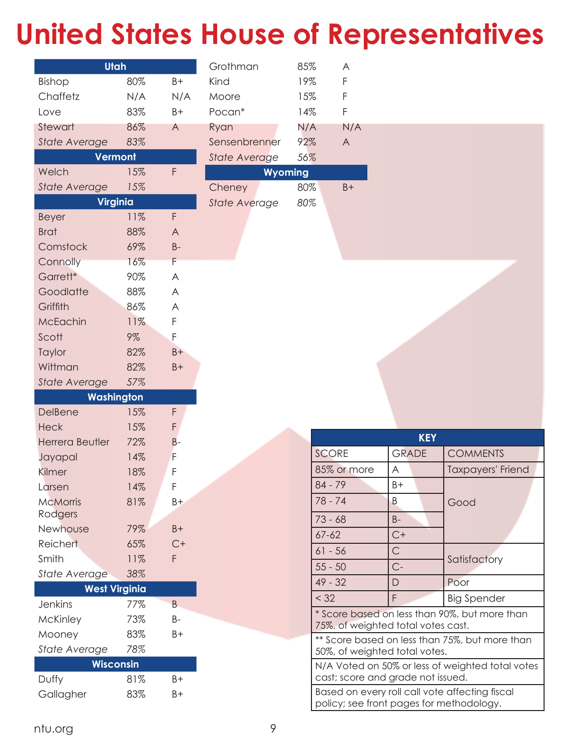# United States House of Representatives

| Utah | | |
|---|---|---|
| Bishop | 80% | B+ |
| Chaffetz | N/A | N/A |
| Love | 83% | B+ |
| Stewart | 86% | A |
| *State Average* | *83%* | |

| Vermont | | |
|---|---|---|
| Welch | 15% | F |
| *State Average* | *15%* | |

| Virginia | | |
|---|---|---|
| Beyer | 11% | F |
| Brat | 88% | A |
| Comstock | 69% | B- |
| Connolly | 16% | F |
| Garrett* | 90% | A |
| Goodlatte | 88% | A |
| Griffith | 86% | A |
| McEachin | 11% | F |
| Scott | 9% | F |
| Taylor | 82% | B+ |
| Wittman | 82% | B+ |
| *State Average* | *57%* | |

| Washington | | |
|---|---|---|
| DelBene | 15% | F |
| Heck | 15% | F |
| Herrera Beutler | 72% | B- |
| Jayapal | 14% | F |
| Kilmer | 18% | F |
| Larsen | 14% | F |
| McMorris Rodgers | 81% | B+ |
| Newhouse | 79% | B+ |
| Reichert | 65% | C+ |
| Smith | 11% | F |
| *State Average* | *38%* | |

| West Virginia | | |
|---|---|---|
| Jenkins | 77% | B |
| McKinley | 73% | B- |
| Mooney | 83% | B+ |
| *State Average* | *78%* | |

| Wisconsin | | |
|---|---|---|
| Duffy | 81% | B+ |
| Gallagher | 83% | B+ |
| Grothman | 85% | A |
| Kind | 19% | F |
| Moore | 15% | F |
| Pocan* | 14% | F |
| Ryan | N/A | N/A |
| Sensenbrenner | 92% | A |
| *State Average* | *56%* | |

| Wyoming | | |
|---|---|---|
| Cheney | 80% | B+ |
| *State Average* | *80%* | |

| KEY | | |
|---|---|---|
| SCORE | GRADE | COMMENTS |
| 85% or more | A | Taxpayers' Friend |
| 84 - 79 | B+ | Good |
| 78 - 74 | B | |
| 73 - 68 | B- | |
| 67-62 | C+ | |
| 61 - 56 | C | Satisfactory |
| 55 - 50 | C- | |
| 49 - 32 | D | Poor |
| < 32 | F | Big Spender |

* Score based on less than 90%, but more than 75%, of weighted total votes cast.

** Score based on less than 75%, but more than 50%, of weighted total votes.

N/A Voted on 50% or less of weighted total votes cast; score and grade not issued.

Based on every roll call vote affecting fiscal policy; see front pages for methodology.

ntu.org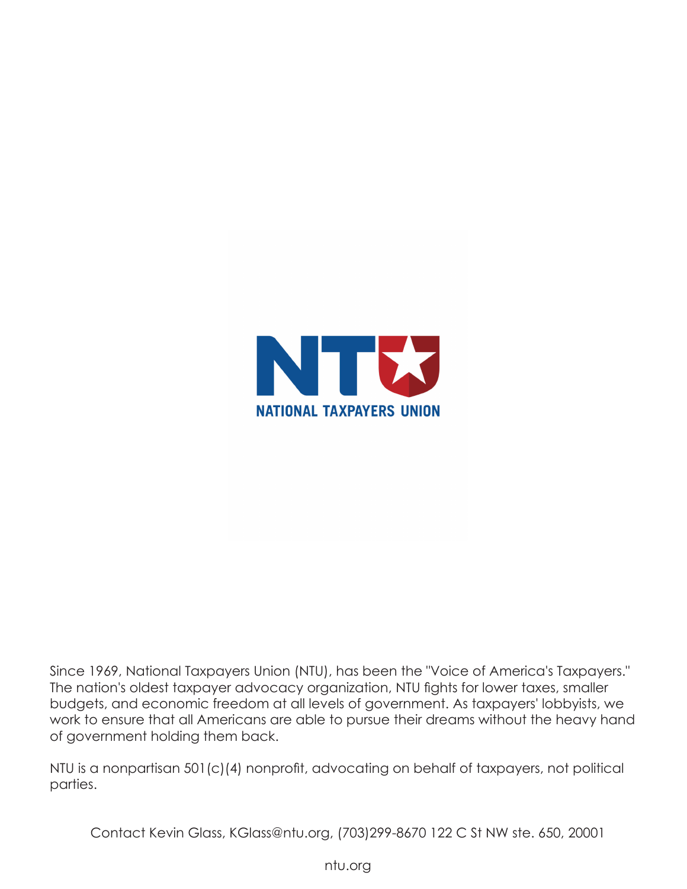NATIONAL TAXPAYERS UNION

Since 1969, National Taxpayers Union (NTU), has been the "Voice of America's Taxpayers." The nation's oldest taxpayer advocacy organization, NTU fights for lower taxes, smaller budgets, and economic freedom at all levels of government. As taxpayers' lobbyists, we work to ensure that all Americans are able to pursue their dreams without the heavy hand of government holding them back.

NTU is a nonpartisan 501(c)(4) nonprofit, advocating on behalf of taxpayers, not political parties.

Contact Kevin Glass, KGlass@ntu.org, (703)299-8670 122 C St NW ste. 650, 20001

ntu.org